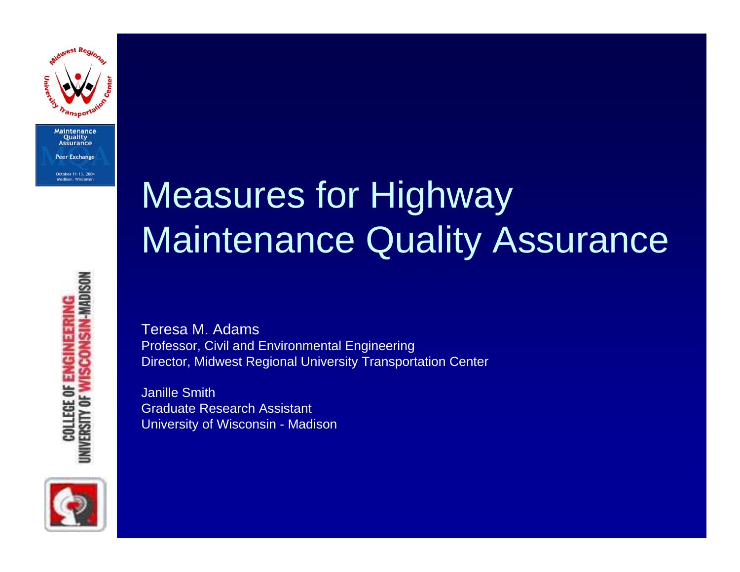# Measures for Highway Maintenance Quality Assurance

Teresa M. Adams
Professor, Civil and Environmental Engineering
Director, Midwest Regional University Transportation Center

Janille Smith
Graduate Research Assistant
University of Wisconsin - Madison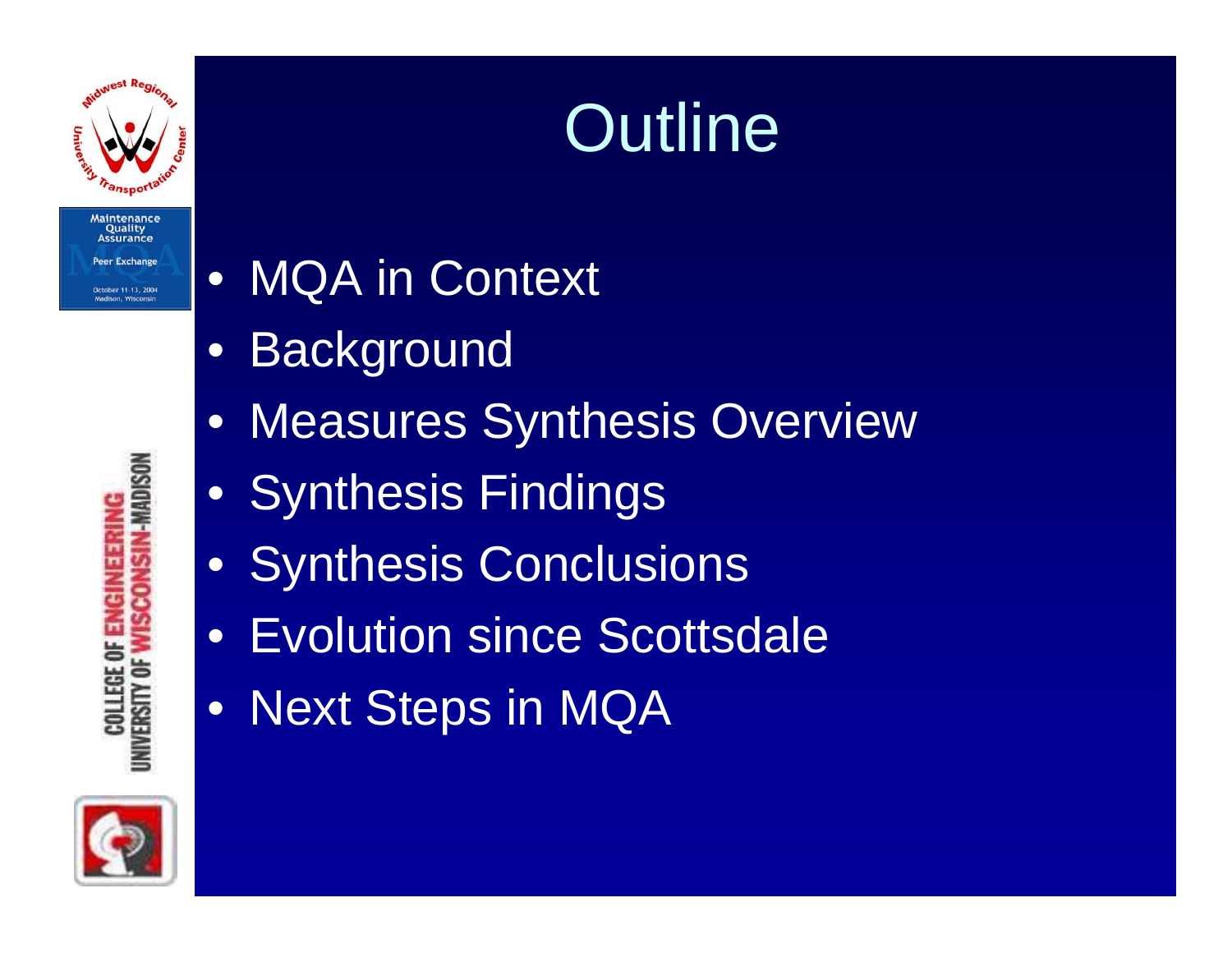# Outline

- MQA in Context
- Background
- Measures Synthesis Overview
- Synthesis Findings
- Synthesis Conclusions
- Evolution since Scottsdale
- Next Steps in MQA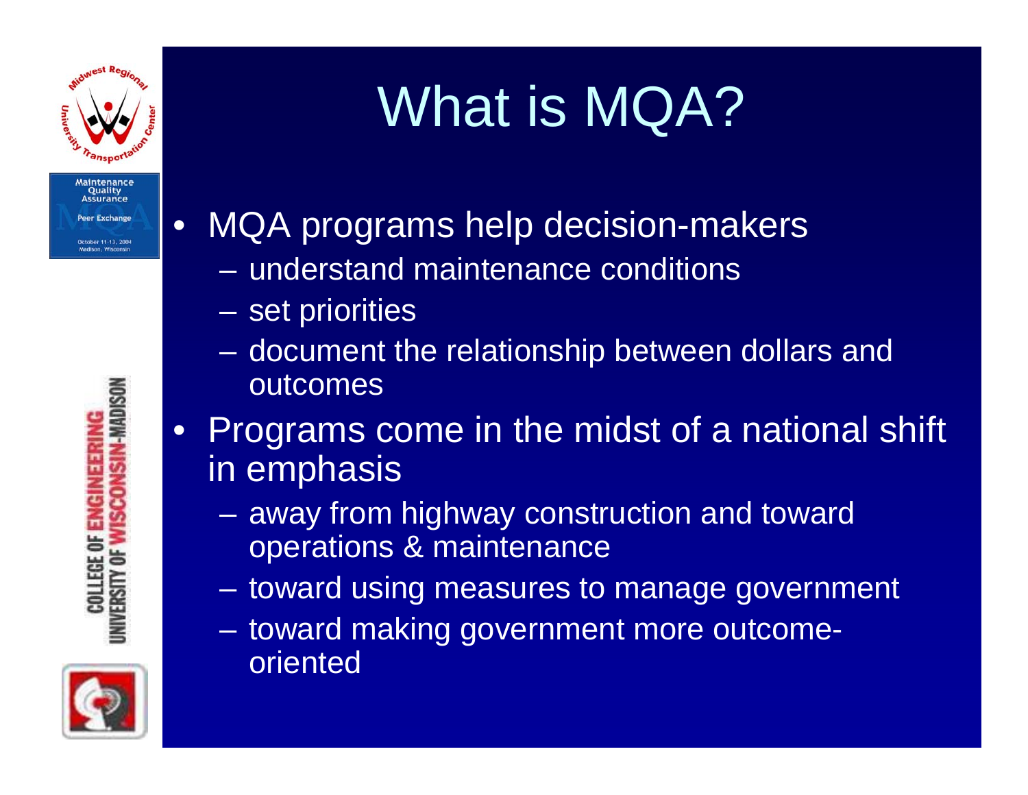# What is MQA?

- MQA programs help decision-makers
  - understand maintenance conditions
  - set priorities
  - document the relationship between dollars and outcomes
- Programs come in the midst of a national shift in emphasis
  - away from highway construction and toward operations & maintenance
  - toward using measures to manage government
  - toward making government more outcome-oriented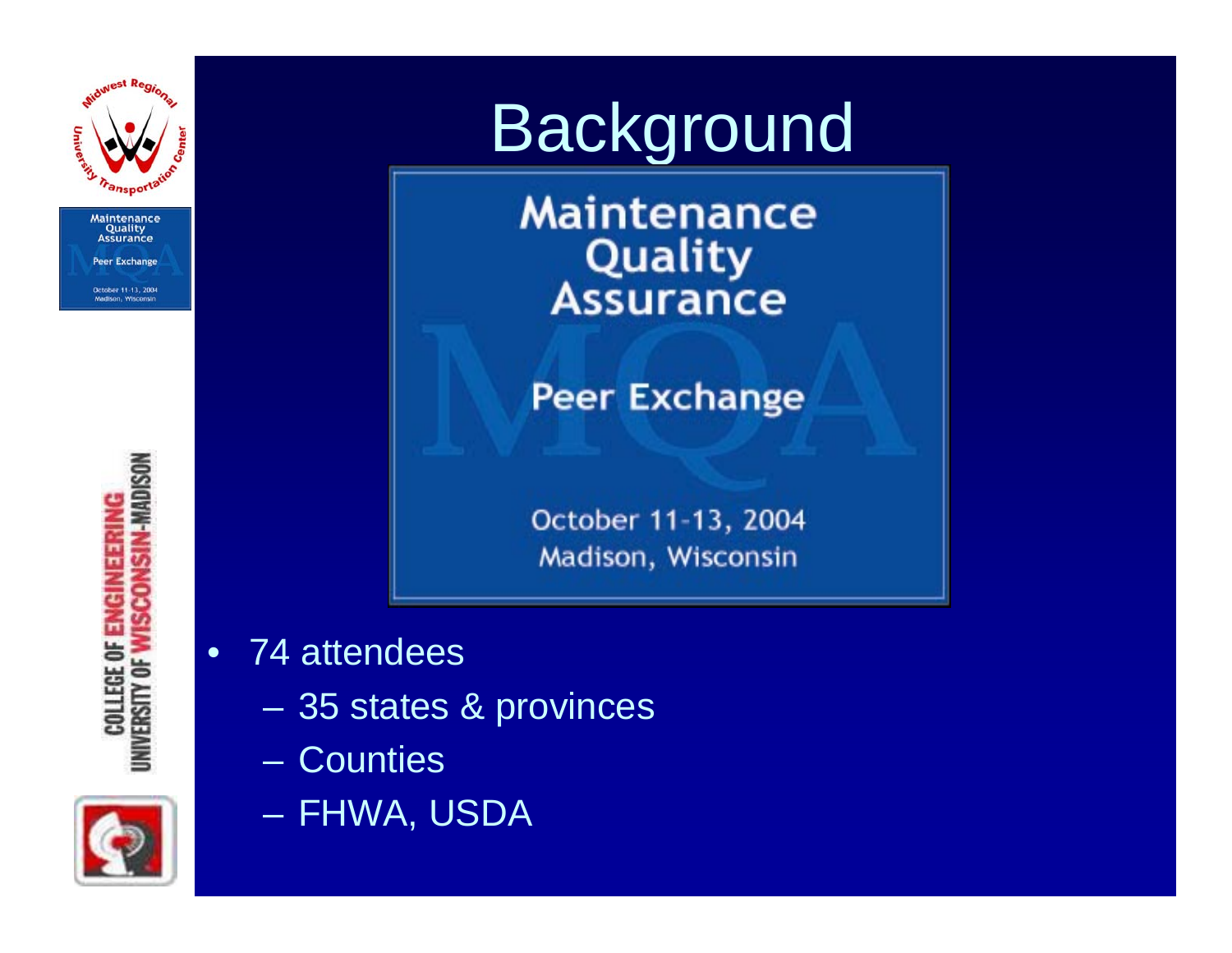# Background

Maintenance Quality Assurance

Peer Exchange

October 11-13, 2004
Madison, Wisconsin

- 74 attendees
  - 35 states & provinces
  - Counties
  - FHWA, USDA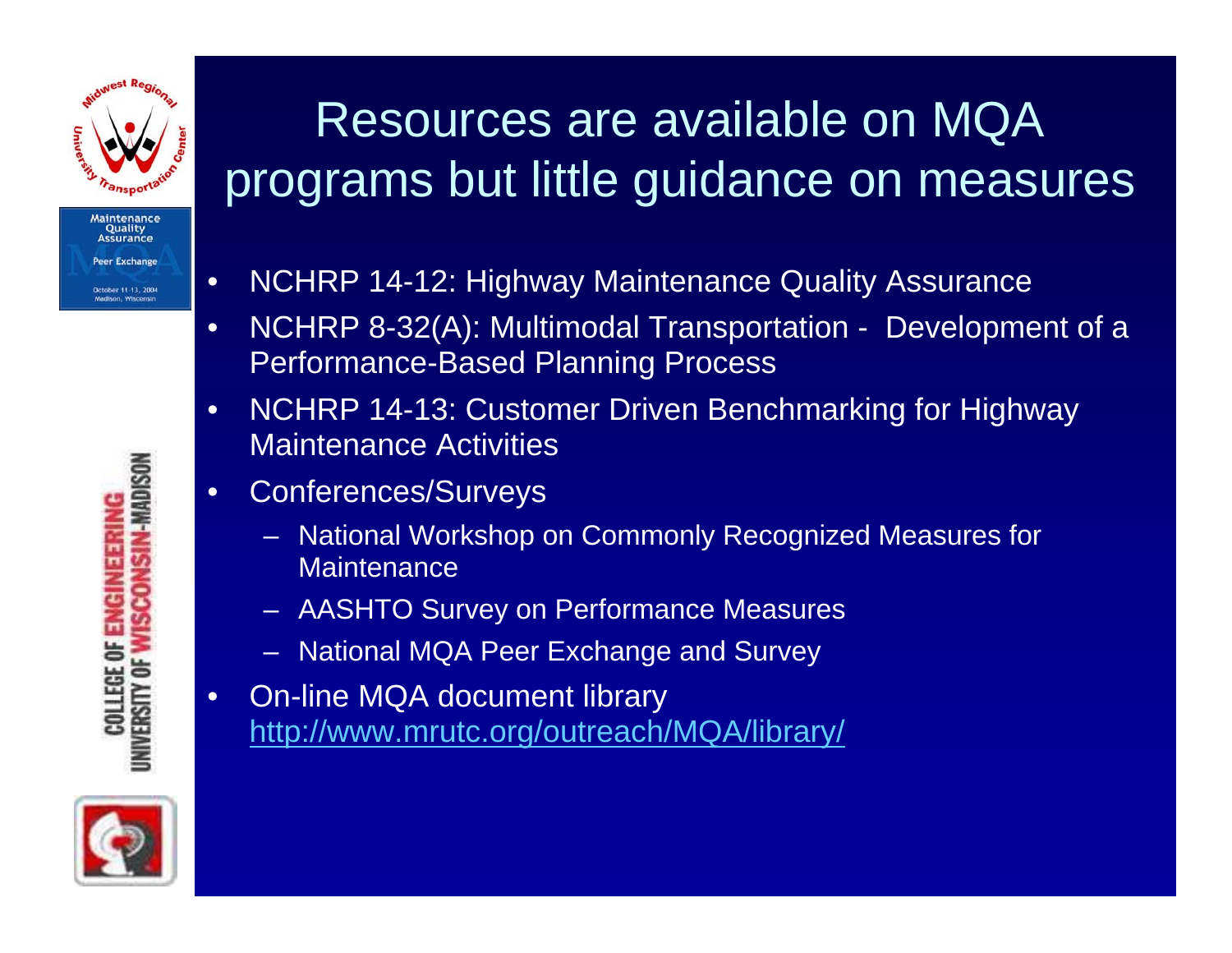# Resources are available on MQA programs but little guidance on measures

- NCHRP 14-12: Highway Maintenance Quality Assurance
- NCHRP 8-32(A): Multimodal Transportation - Development of a Performance-Based Planning Process
- NCHRP 14-13: Customer Driven Benchmarking for Highway Maintenance Activities
- Conferences/Surveys
  - National Workshop on Commonly Recognized Measures for Maintenance
  - AASHTO Survey on Performance Measures
  - National MQA Peer Exchange and Survey
- On-line MQA document library http://www.mrutc.org/outreach/MQA/library/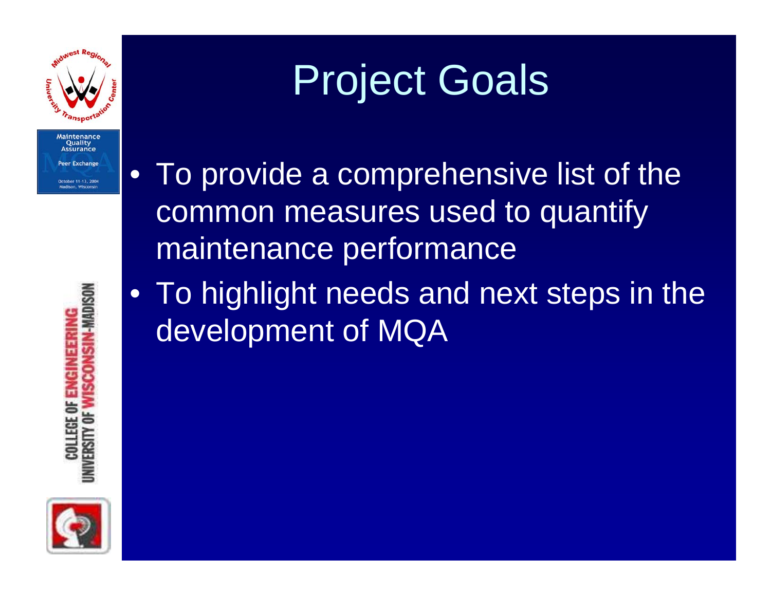# Project Goals

- To provide a comprehensive list of the common measures used to quantify maintenance performance
- To highlight needs and next steps in the development of MQA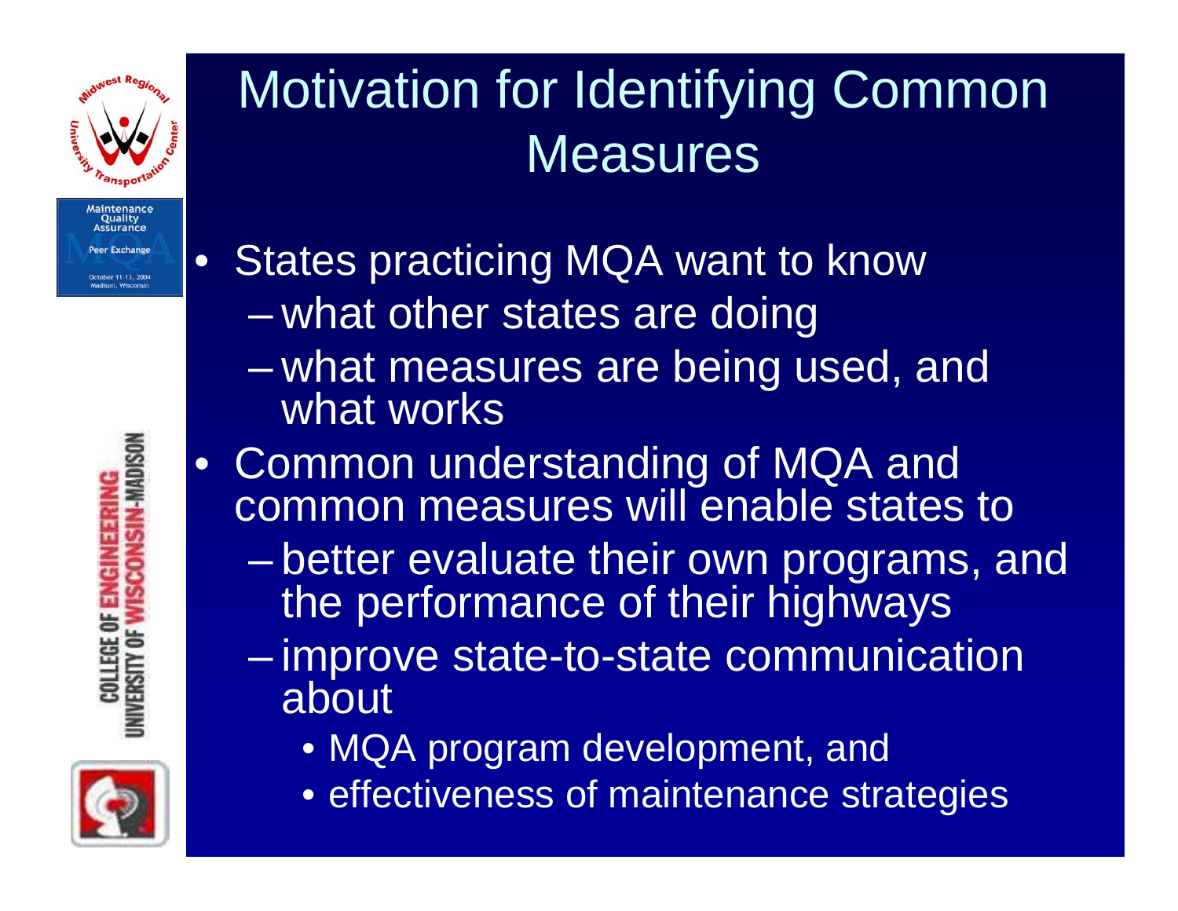# Motivation for Identifying Common Measures

- States practicing MQA want to know
  - what other states are doing
  - what measures are being used, and what works
- Common understanding of MQA and common measures will enable states to
  - better evaluate their own programs, and the performance of their highways
  - improve state-to-state communication about
    - MQA program development, and
    - effectiveness of maintenance strategies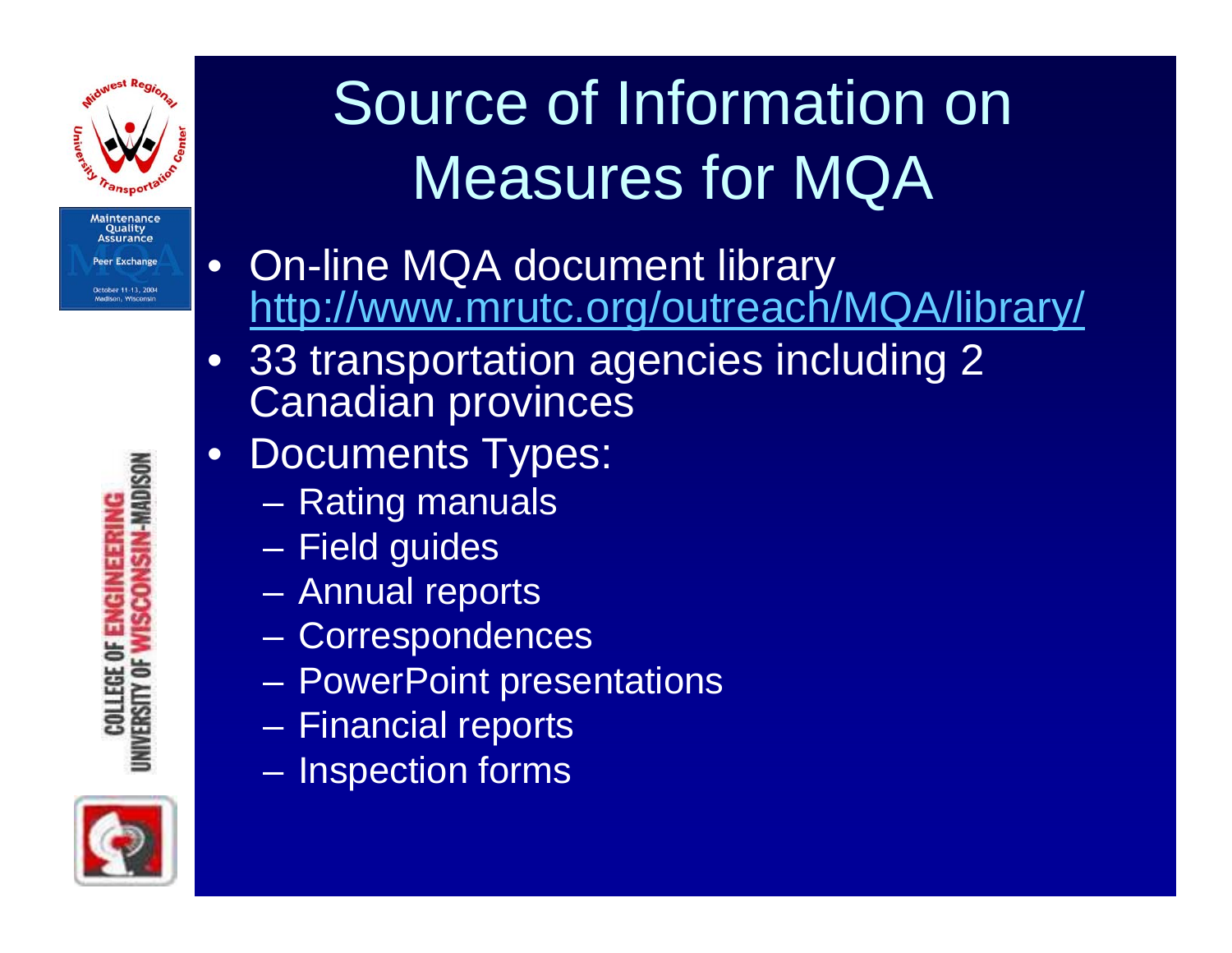# Source of Information on Measures for MQA

- On-line MQA document library http://www.mrutc.org/outreach/MQA/library/
- 33 transportation agencies including 2 Canadian provinces
- Documents Types:
  - Rating manuals
  - Field guides
  - Annual reports
  - Correspondences
  - PowerPoint presentations
  - Financial reports
  - Inspection forms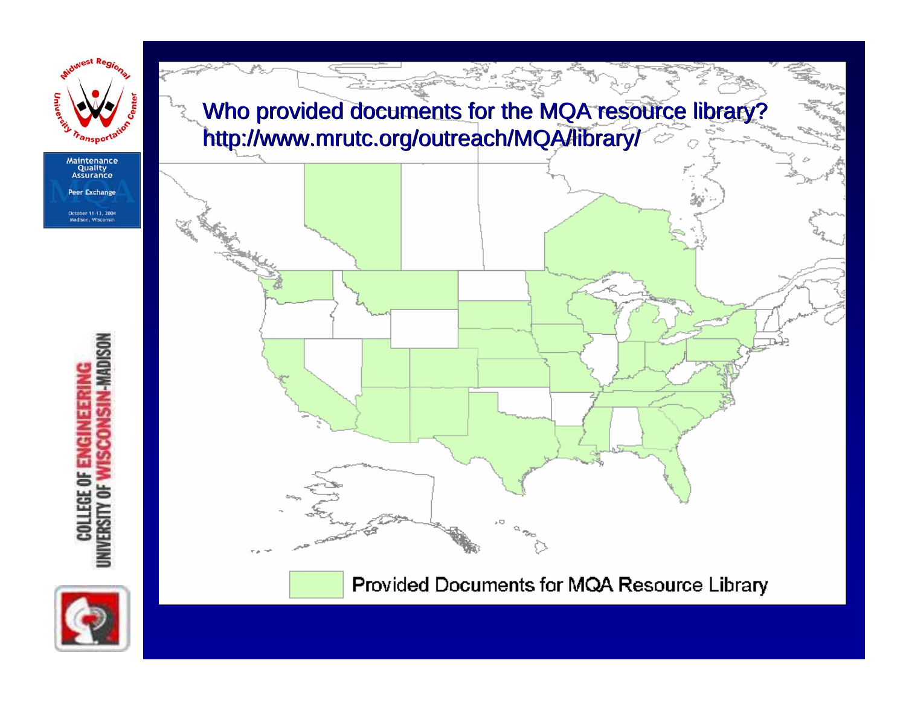Who provided documents for the MQA resource library?
http://www.mrutc.org/outreach/MQA/library/

Provided Documents for MQA Resource Library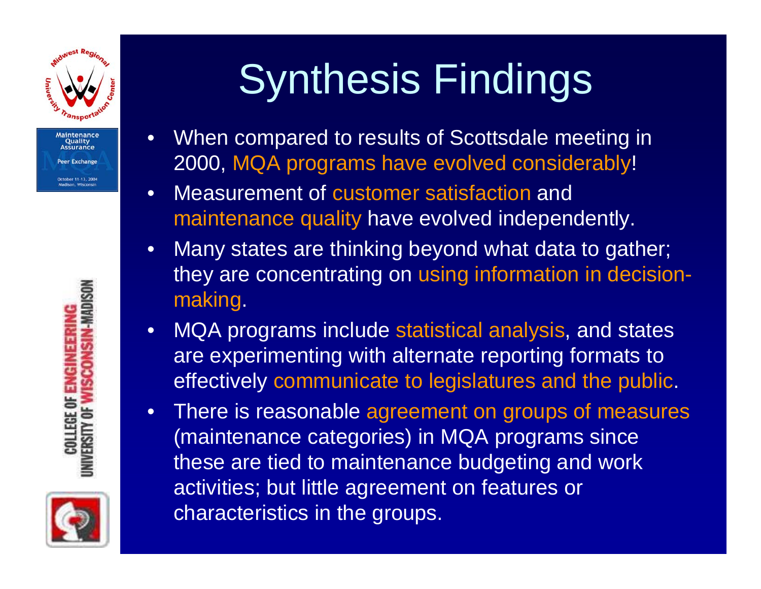# Synthesis Findings

- When compared to results of Scottsdale meeting in 2000, MQA programs have evolved considerably!
- Measurement of customer satisfaction and maintenance quality have evolved independently.
- Many states are thinking beyond what data to gather; they are concentrating on using information in decision-making.
- MQA programs include statistical analysis, and states are experimenting with alternate reporting formats to effectively communicate to legislatures and the public.
- There is reasonable agreement on groups of measures (maintenance categories) in MQA programs since these are tied to maintenance budgeting and work activities; but little agreement on features or characteristics in the groups.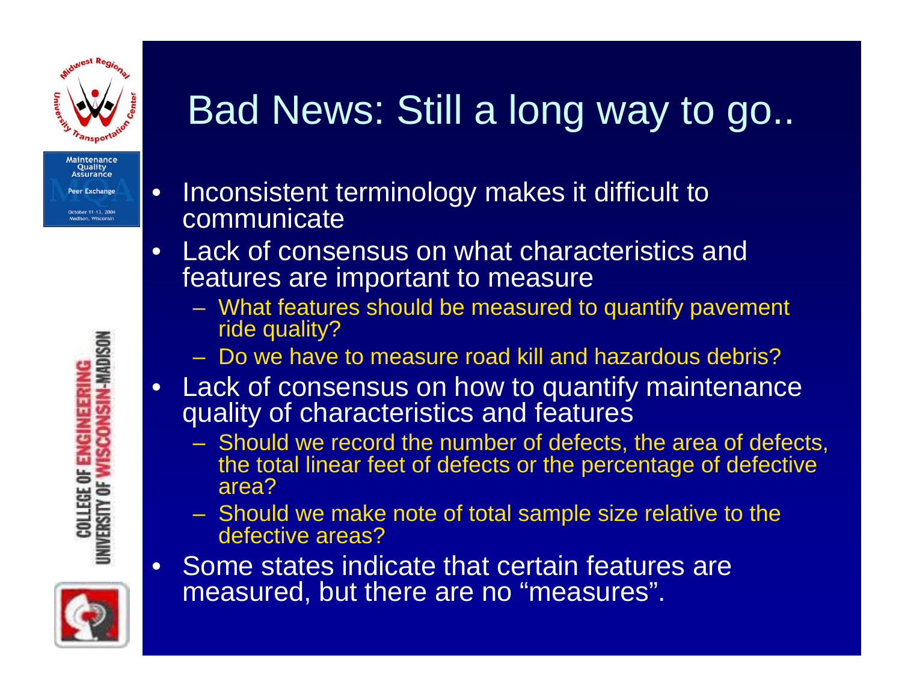# Bad News: Still a long way to go..

- Inconsistent terminology makes it difficult to communicate
- Lack of consensus on what characteristics and features are important to measure
  - What features should be measured to quantify pavement ride quality?
  - Do we have to measure road kill and hazardous debris?
- Lack of consensus on how to quantify maintenance quality of characteristics and features
  - Should we record the number of defects, the area of defects, the total linear feet of defects or the percentage of defective area?
  - Should we make note of total sample size relative to the defective areas?
- Some states indicate that certain features are measured, but there are no "measures".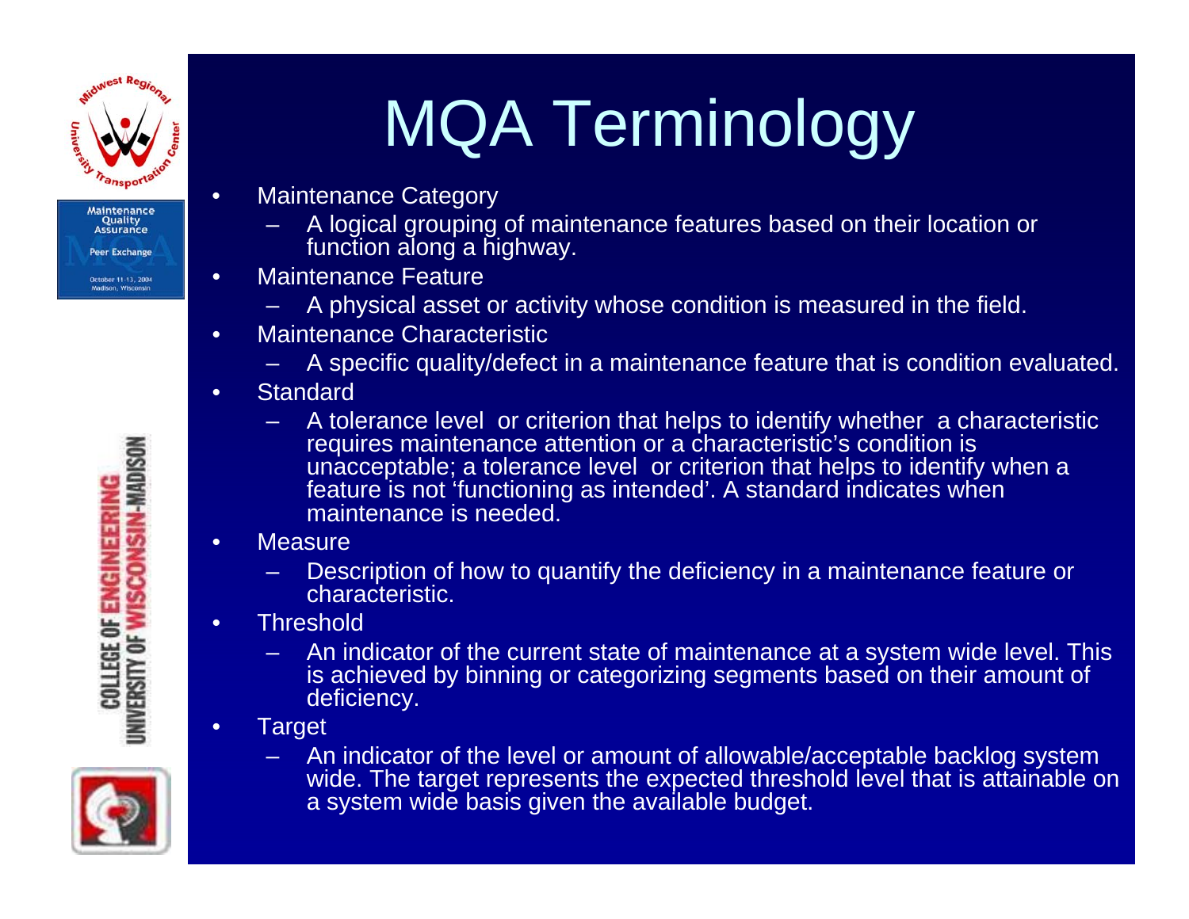# MQA Terminology

- Maintenance Category
  - A logical grouping of maintenance features based on their location or function along a highway.
- Maintenance Feature
  - A physical asset or activity whose condition is measured in the field.
- Maintenance Characteristic
  - A specific quality/defect in a maintenance feature that is condition evaluated.
- Standard
  - A tolerance level or criterion that helps to identify whether a characteristic requires maintenance attention or a characteristic's condition is unacceptable; a tolerance level or criterion that helps to identify when a feature is not 'functioning as intended'. A standard indicates when maintenance is needed.
- Measure
  - Description of how to quantify the deficiency in a maintenance feature or characteristic.
- Threshold
  - An indicator of the current state of maintenance at a system wide level. This is achieved by binning or categorizing segments based on their amount of deficiency.
- Target
  - An indicator of the level or amount of allowable/acceptable backlog system wide. The target represents the expected threshold level that is attainable on a system wide basis given the available budget.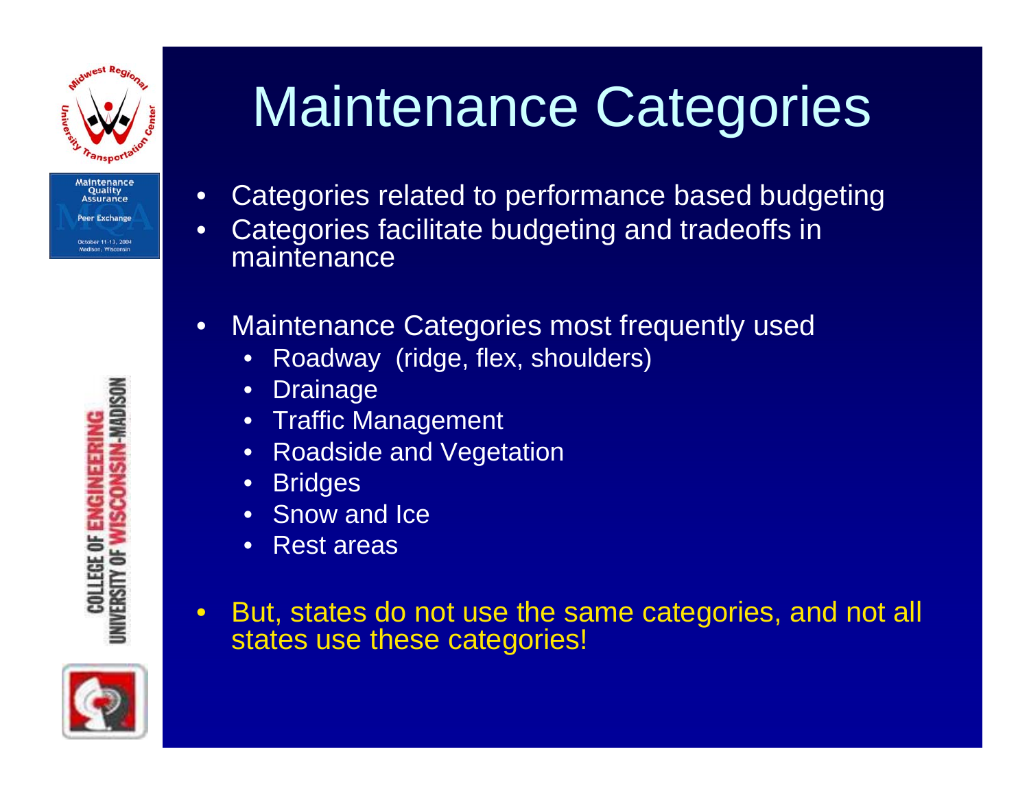# Maintenance Categories

- Categories related to performance based budgeting
- Categories facilitate budgeting and tradeoffs in maintenance

- Maintenance Categories most frequently used
  - Roadway (ridge, flex, shoulders)
  - Drainage
  - Traffic Management
  - Roadside and Vegetation
  - Bridges
  - Snow and Ice
  - Rest areas

- But, states do not use the same categories, and not all states use these categories!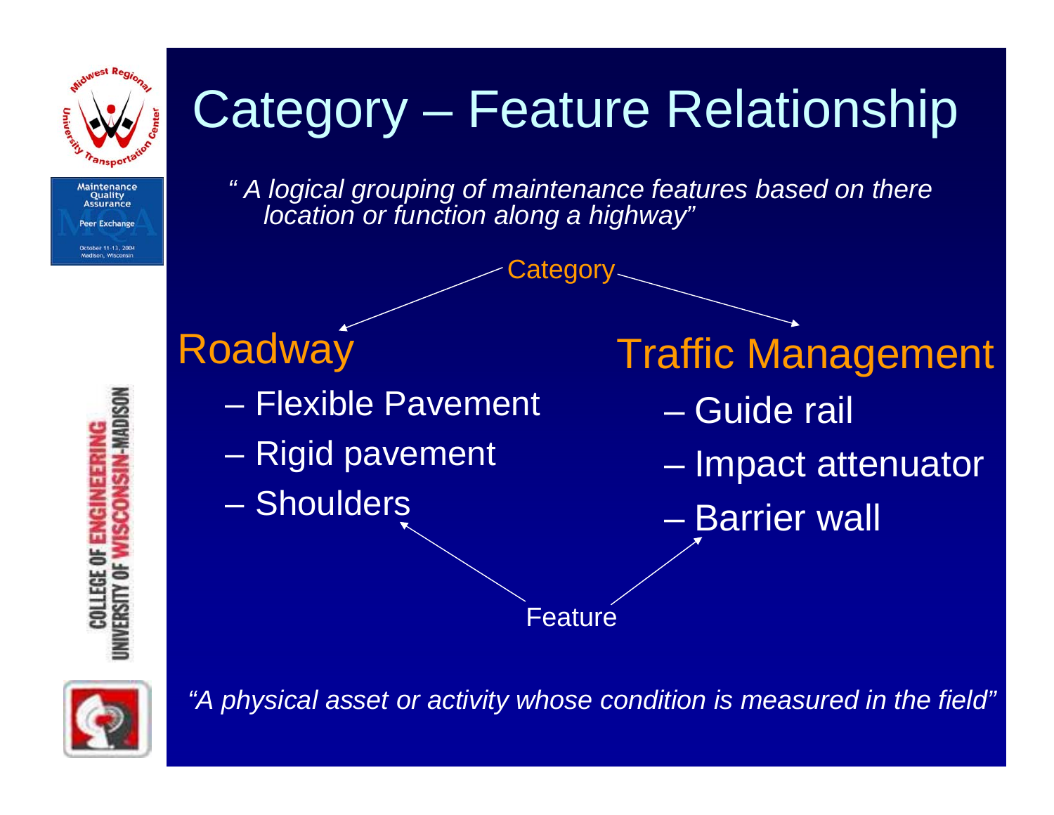# Category – Feature Relationship

*" A logical grouping of maintenance features based on there location or function along a highway"*

Category

**Roadway**

- Flexible Pavement
- Rigid pavement
- Shoulders

**Traffic Management**

- Guide rail
- Impact attenuator
- Barrier wall

Feature

*"A physical asset or activity whose condition is measured in the field"*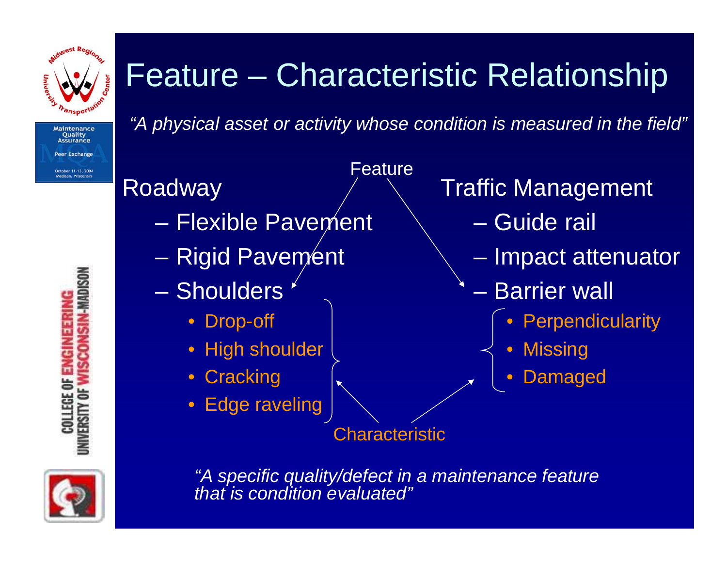# Feature – Characteristic Relationship

*"A physical asset or activity whose condition is measured in the field"*

Feature

Roadway
- Flexible Pavement
- Rigid Pavement
- Shoulders
    - Drop-off
    - High shoulder
    - Cracking
    - Edge raveling

Traffic Management
- Guide rail
- Impact attenuator
- Barrier wall
    - Perpendicularity
    - Missing
    - Damaged

Characteristic

*"A specific quality/defect in a maintenance feature that is condition evaluated"*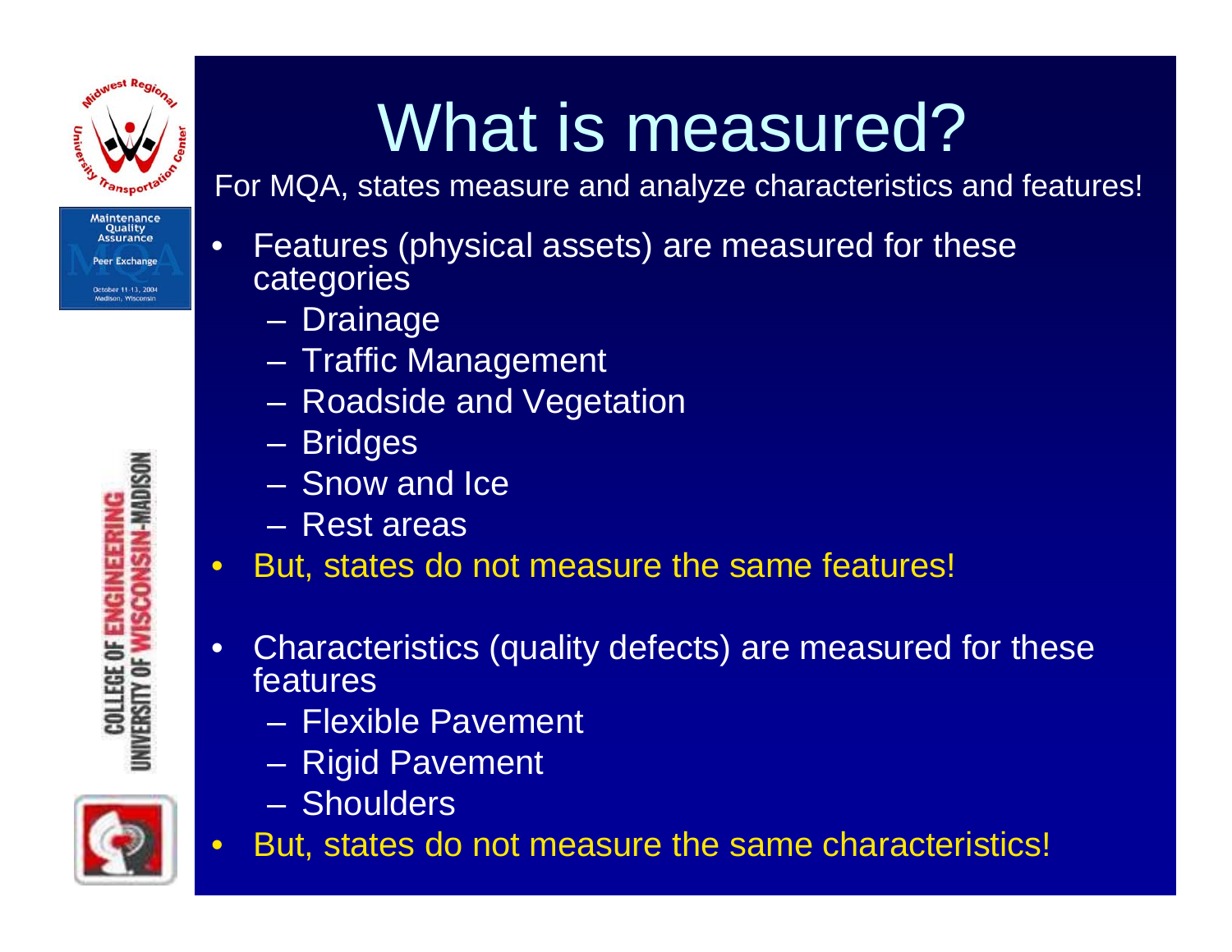# What is measured?

For MQA, states measure and analyze characteristics and features!

- Features (physical assets) are measured for these categories
  - Drainage
  - Traffic Management
  - Roadside and Vegetation
  - Bridges
  - Snow and Ice
  - Rest areas
- But, states do not measure the same features!

- Characteristics (quality defects) are measured for these features
  - Flexible Pavement
  - Rigid Pavement
  - Shoulders
- But, states do not measure the same characteristics!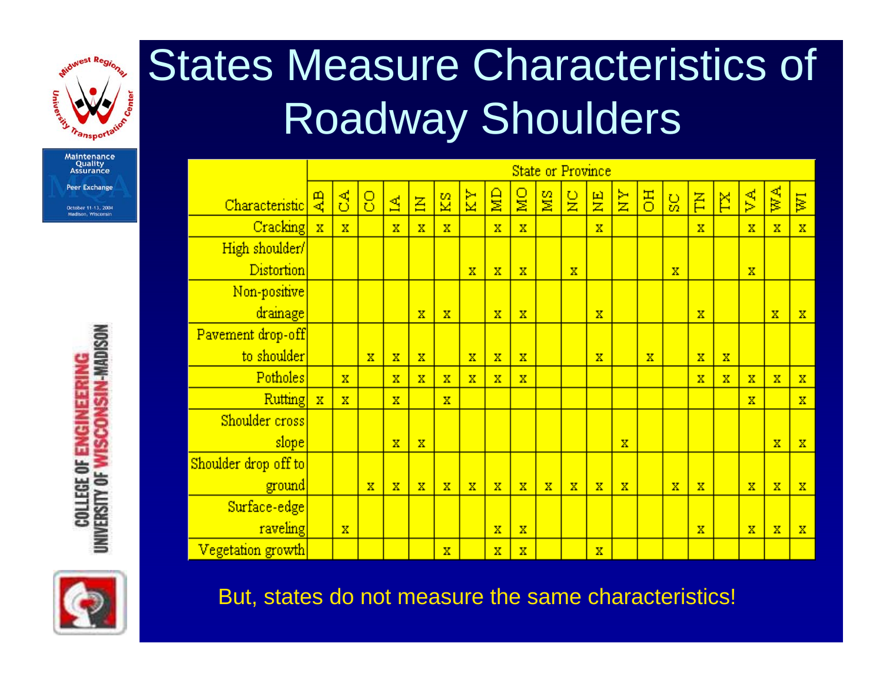# States Measure Characteristics of Roadway Shoulders

| Characteristic | AB | CA | CO | IA | IN | KS | KY | MD | MO | MS | NC | NE | NY | OH | SC | TN | TX | VA | WA | WI |
|---|---|---|---|---|---|---|---|---|---|---|---|---|---|---|---|---|---|---|---|---|
| Cracking | x | x | | x | x | x | | x | x | | | x | | | | x | | x | x | x |
| High shoulder/ Distortion | | | | | | | x | x | x | | x | | | | x | | | x | | |
| Non-positive drainage | | | | | x | x | | x | x | | | x | | | | x | | | x | x |
| Pavement drop-off to shoulder | | | x | x | x | | x | x | x | | | x | | x | | x | x | | | |
| Potholes | | x | | x | x | x | x | x | x | | | | | | | x | x | x | x | x |
| Rutting | x | x | | x | | x | | | | | | | | | | | | x | | x |
| Shoulder cross slope | | | | x | x | | | | | | | | x | | | | | | x | x |
| Shoulder drop off to ground | | | x | x | x | x | x | x | x | x | x | x | x | | x | x | | x | x | x |
| Surface-edge raveling | | x | | | | | | x | x | | | | | | | x | | x | x | x |
| Vegetation growth | | | | | | x | | x | x | | | x | | | | | | | | |

But, states do not measure the same characteristics!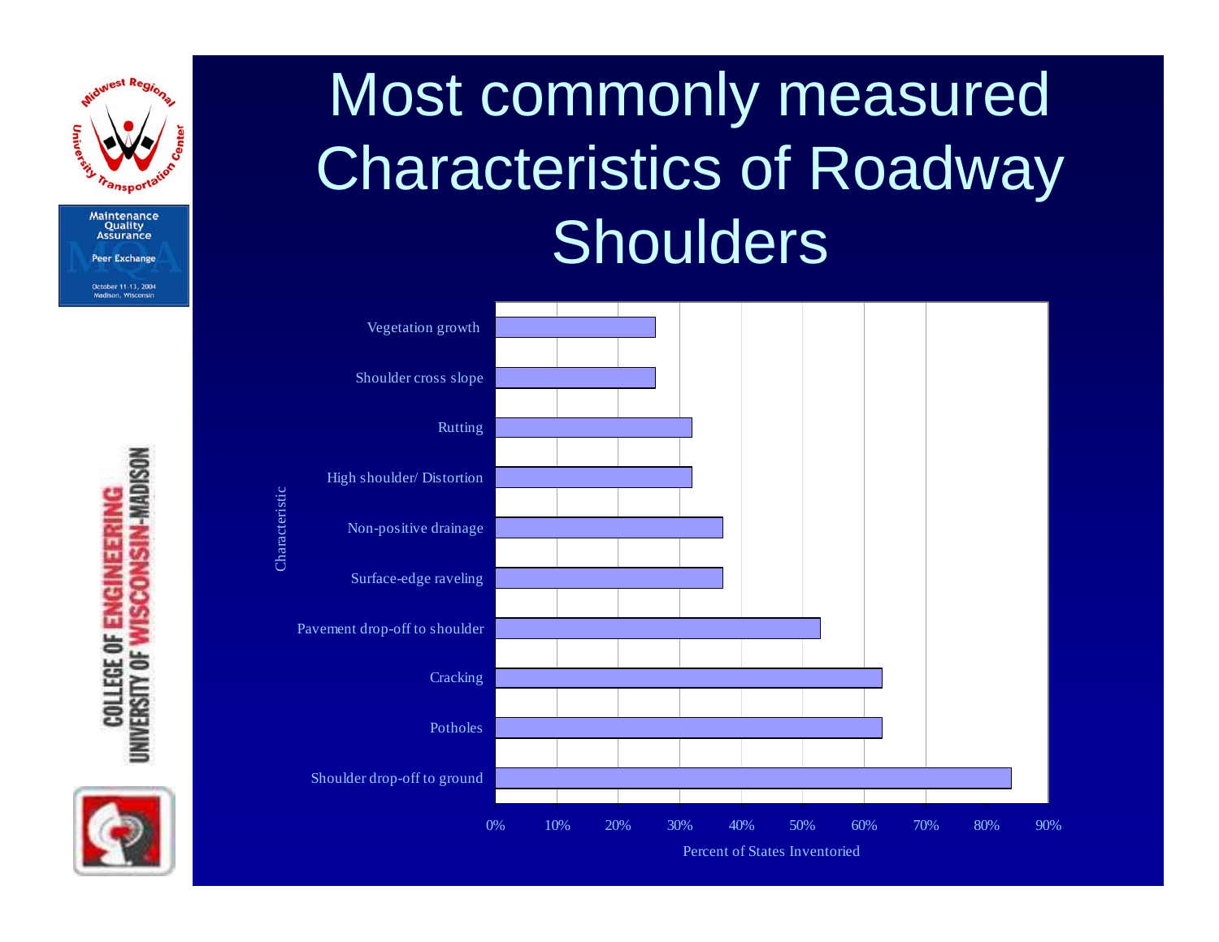# Most commonly measured Characteristics of Roadway Shoulders

| Characteristic | Percent of States Inventoried |
|---|---|
| Vegetation growth | ~26% |
| Shoulder cross slope | ~26% |
| Rutting | ~32% |
| High shoulder/ Distortion | ~32% |
| Non-positive drainage | ~37% |
| Surface-edge raveling | ~37% |
| Pavement drop-off to shoulder | ~53% |
| Cracking | ~63% |
| Potholes | ~63% |
| Shoulder drop-off to ground | ~84% |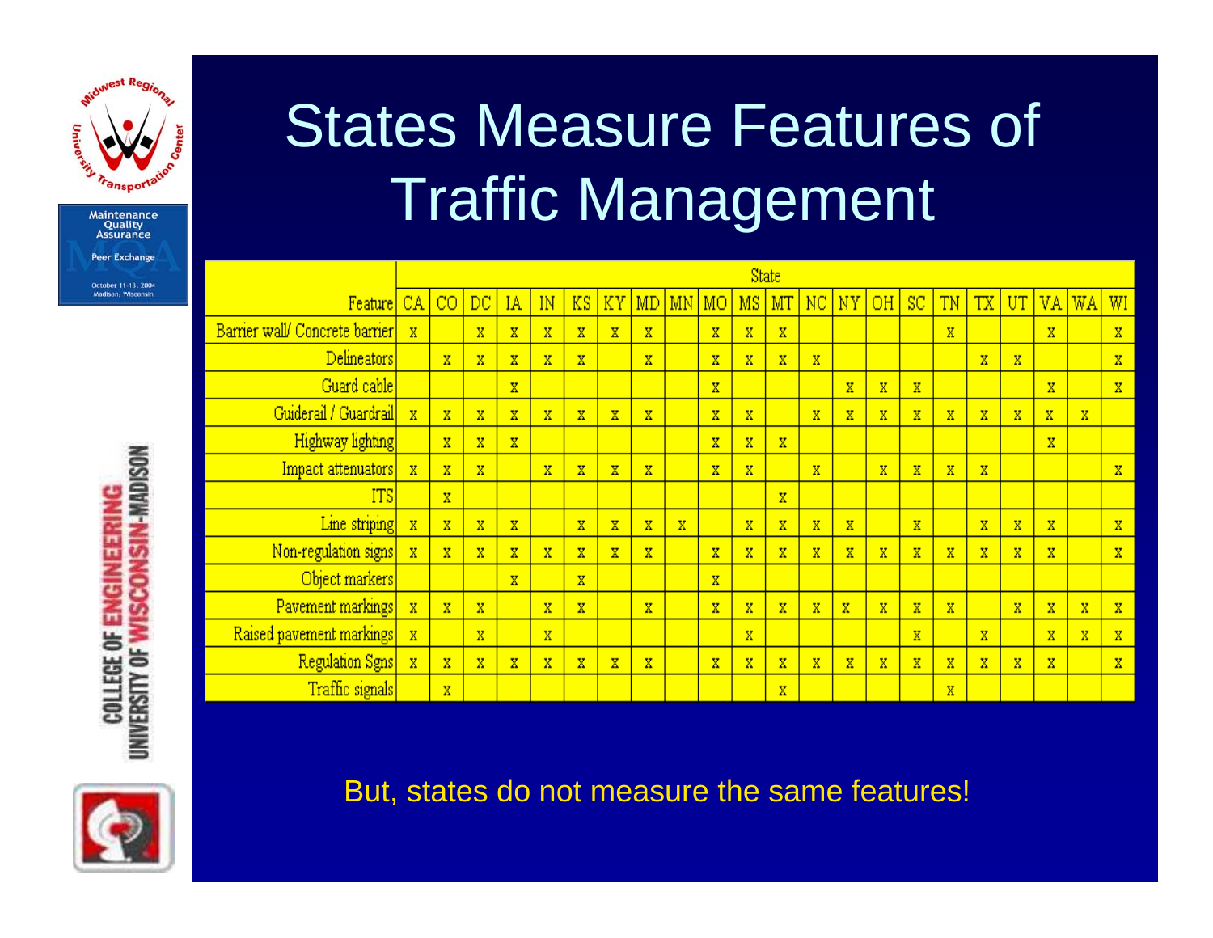# States Measure Features of Traffic Management

| | State | | | | | | | | | | | | | | | | | | | | | |
|---|---|---|---|---|---|---|---|---|---|---|---|---|---|---|---|---|---|---|---|---|---|---|
| Feature | CA | CO | DC | IA | IN | KS | KY | MD | MN | MO | MS | MT | NC | NY | OH | SC | TN | TX | UT | VA | WA | WI |
| Barrier wall/ Concrete barrier | x | | x | x | x | x | x | x | | x | x | x | | | | | x | | | x | | x |
| Delineators | | x | x | x | x | x | | x | | x | x | x | x | | | | | x | x | | | x |
| Guard cable | | | | x | | | | | | x | | | | x | x | x | | | | x | | x |
| Guiderail / Guardrail | x | x | x | x | x | x | x | x | | x | x | | x | x | x | x | x | x | x | x | x | |
| Highway lighting | | x | x | x | | | | | | x | x | x | | | | | | | | x | | |
| Impact attenuators | x | x | x | | x | x | x | x | | x | x | | x | | x | x | x | x | | | | x |
| ITS | | x | | | | | | | | | | x | | | | | | | | | | |
| Line striping | x | x | x | x | | x | x | x | x | | x | x | x | x | | x | | x | x | x | | x |
| Non-regulation signs | x | x | x | x | x | x | x | x | | x | x | x | x | x | x | x | x | x | x | x | | x |
| Object markers | | | | x | | x | | | | x | | | | | | | | | | | | |
| Pavement markings | x | x | x | | x | x | | x | | x | x | x | x | x | x | x | x | | x | x | x | x |
| Raised pavement markings | x | | x | | x | | | | | | x | | | | | x | | x | | x | x | x |
| Regulation Sgns | x | x | x | x | x | x | x | x | | x | x | x | x | x | x | x | x | x | x | x | | x |
| Traffic signals | | x | | | | | | | | | | x | | | | | x | | | | | |

But, states do not measure the same features!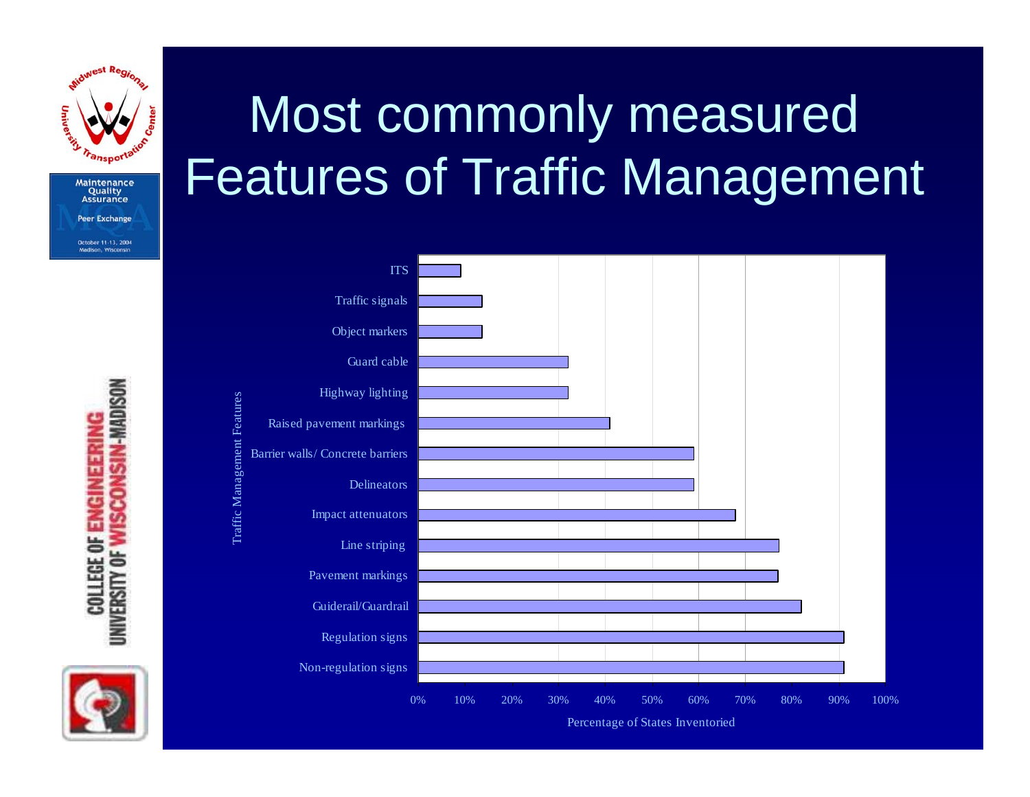# Most commonly measured Features of Traffic Management

Traffic Management Features

- ITS
- Traffic signals
- Object markers
- Guard cable
- Highway lighting
- Raised pavement markings
- Barrier walls/ Concrete barriers
- Delineators
- Impact attenuators
- Line striping
- Pavement markings
- Guiderail/Guardrail
- Regulation signs
- Non-regulation signs

0% 10% 20% 30% 40% 50% 60% 70% 80% 90% 100%

Percentage of States Inventoried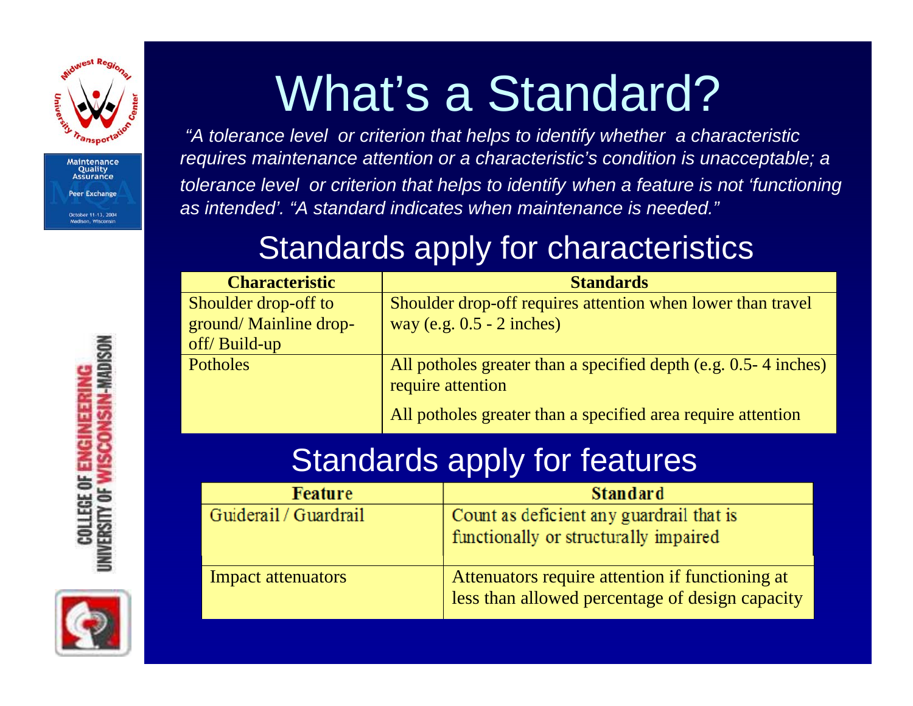# What's a Standard?

*"A tolerance level or criterion that helps to identify whether a characteristic requires maintenance attention or a characteristic's condition is unacceptable; a tolerance level or criterion that helps to identify when a feature is not 'functioning as intended'. "A standard indicates when maintenance is needed."*

## Standards apply for characteristics

| Characteristic | Standards |
|---|---|
| Shoulder drop-off to ground/ Mainline drop-off/ Build-up | Shoulder drop-off requires attention when lower than travel way (e.g. 0.5 - 2 inches) |
| Potholes | All potholes greater than a specified depth (e.g. 0.5- 4 inches) require attention<br><br>All potholes greater than a specified area require attention |

## Standards apply for features

| Feature | Standard |
|---|---|
| Guiderail / Guardrail | Count as deficient any guardrail that is functionally or structurally impaired |
| Impact attenuators | Attenuators require attention if functioning at less than allowed percentage of design capacity |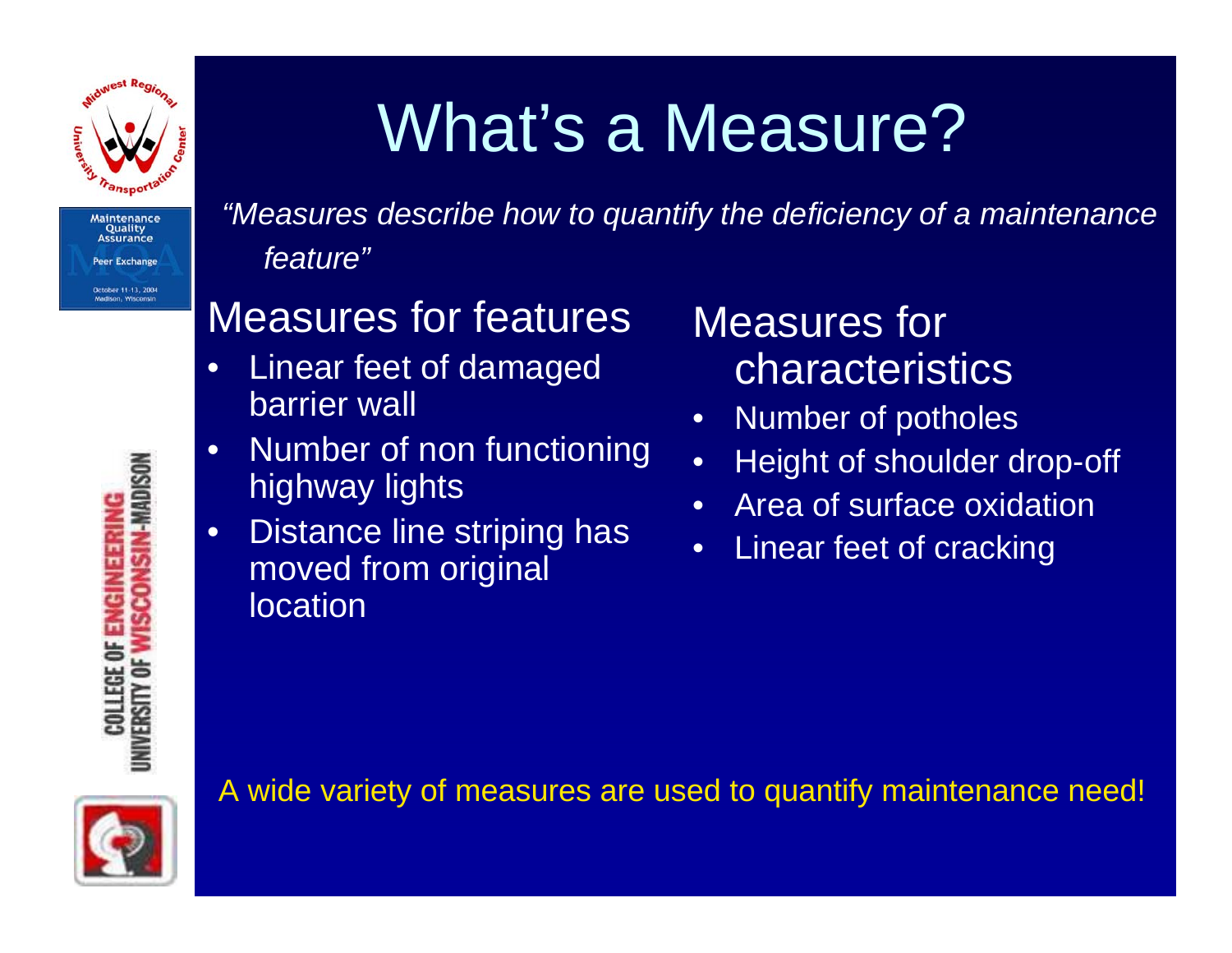# What's a Measure?

*"Measures describe how to quantify the deficiency of a maintenance feature"*

## Measures for features

- Linear feet of damaged barrier wall
- Number of non functioning highway lights
- Distance line striping has moved from original location

## Measures for characteristics

- Number of potholes
- Height of shoulder drop-off
- Area of surface oxidation
- Linear feet of cracking

A wide variety of measures are used to quantify maintenance need!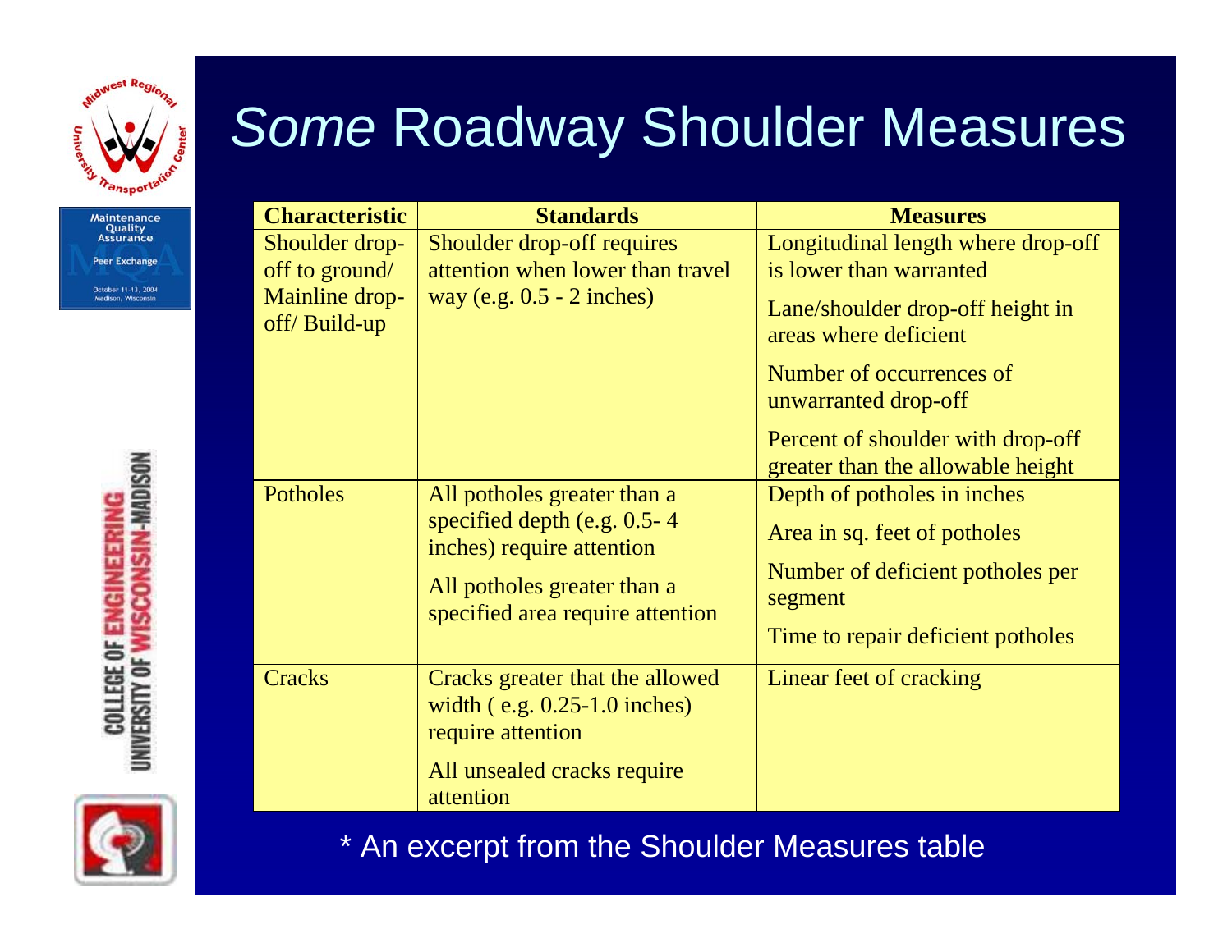# *Some* Roadway Shoulder Measures

| Characteristic | Standards | Measures |
|---|---|---|
| Shoulder drop-off to ground/ Mainline drop-off/ Build-up | Shoulder drop-off requires attention when lower than travel way (e.g. 0.5 - 2 inches) | Longitudinal length where drop-off is lower than warranted<br>Lane/shoulder drop-off height in areas where deficient<br>Number of occurrences of unwarranted drop-off<br>Percent of shoulder with drop-off greater than the allowable height |
| Potholes | All potholes greater than a specified depth (e.g. 0.5- 4 inches) require attention<br>All potholes greater than a specified area require attention | Depth of potholes in inches<br>Area in sq. feet of potholes<br>Number of deficient potholes per segment<br>Time to repair deficient potholes |
| Cracks | Cracks greater that the allowed width ( e.g. 0.25-1.0 inches) require attention<br>All unsealed cracks require attention | Linear feet of cracking |

* An excerpt from the Shoulder Measures table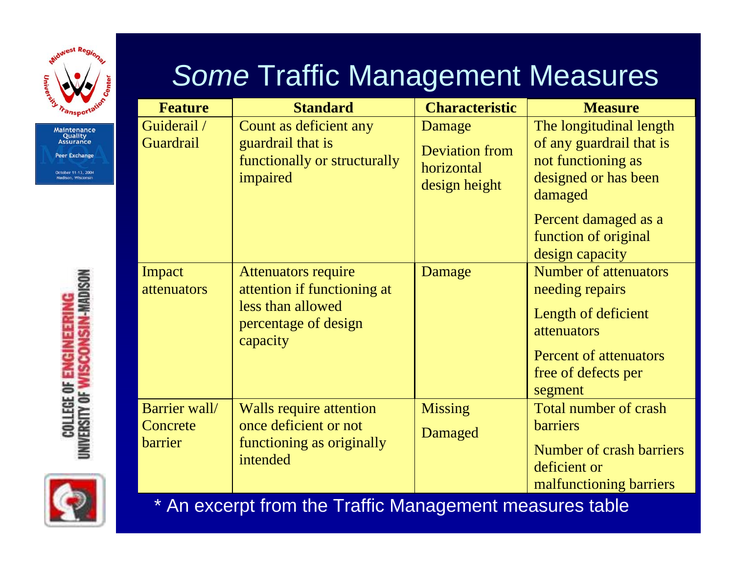# *Some* Traffic Management Measures

| Feature | Standard | Characteristic | Measure |
|---|---|---|---|
| Guiderail / Guardrail | Count as deficient any guardrail that is functionally or structurally impaired | Damage<br>Deviation from horizontal design height | The longitudinal length of any guardrail that is not functioning as designed or has been damaged<br>Percent damaged as a function of original design capacity |
| Impact attenuators | Attenuators require attention if functioning at less than allowed percentage of design capacity | Damage | Number of attenuators needing repairs<br>Length of deficient attenuators<br>Percent of attenuators free of defects per segment |
| Barrier wall/ Concrete barrier | Walls require attention once deficient or not functioning as originally intended | Missing<br>Damaged | Total number of crash barriers<br>Number of crash barriers deficient or malfunctioning barriers |

* An excerpt from the Traffic Management measures table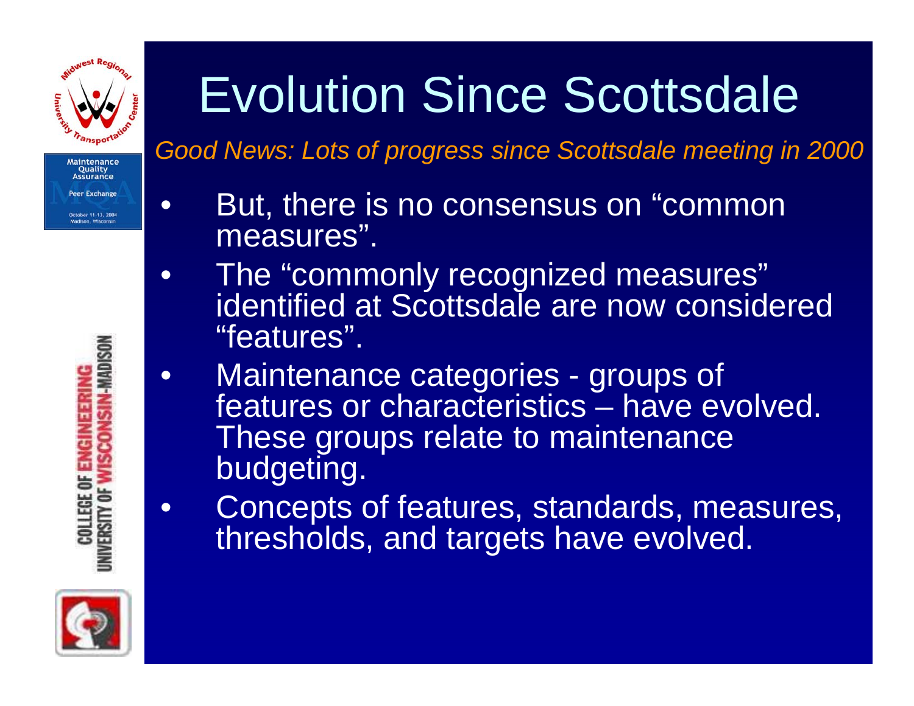# Evolution Since Scottsdale

*Good News: Lots of progress since Scottsdale meeting in 2000*

- But, there is no consensus on "common measures".
- The "commonly recognized measures" identified at Scottsdale are now considered "features".
- Maintenance categories - groups of features or characteristics – have evolved. These groups relate to maintenance budgeting.
- Concepts of features, standards, measures, thresholds, and targets have evolved.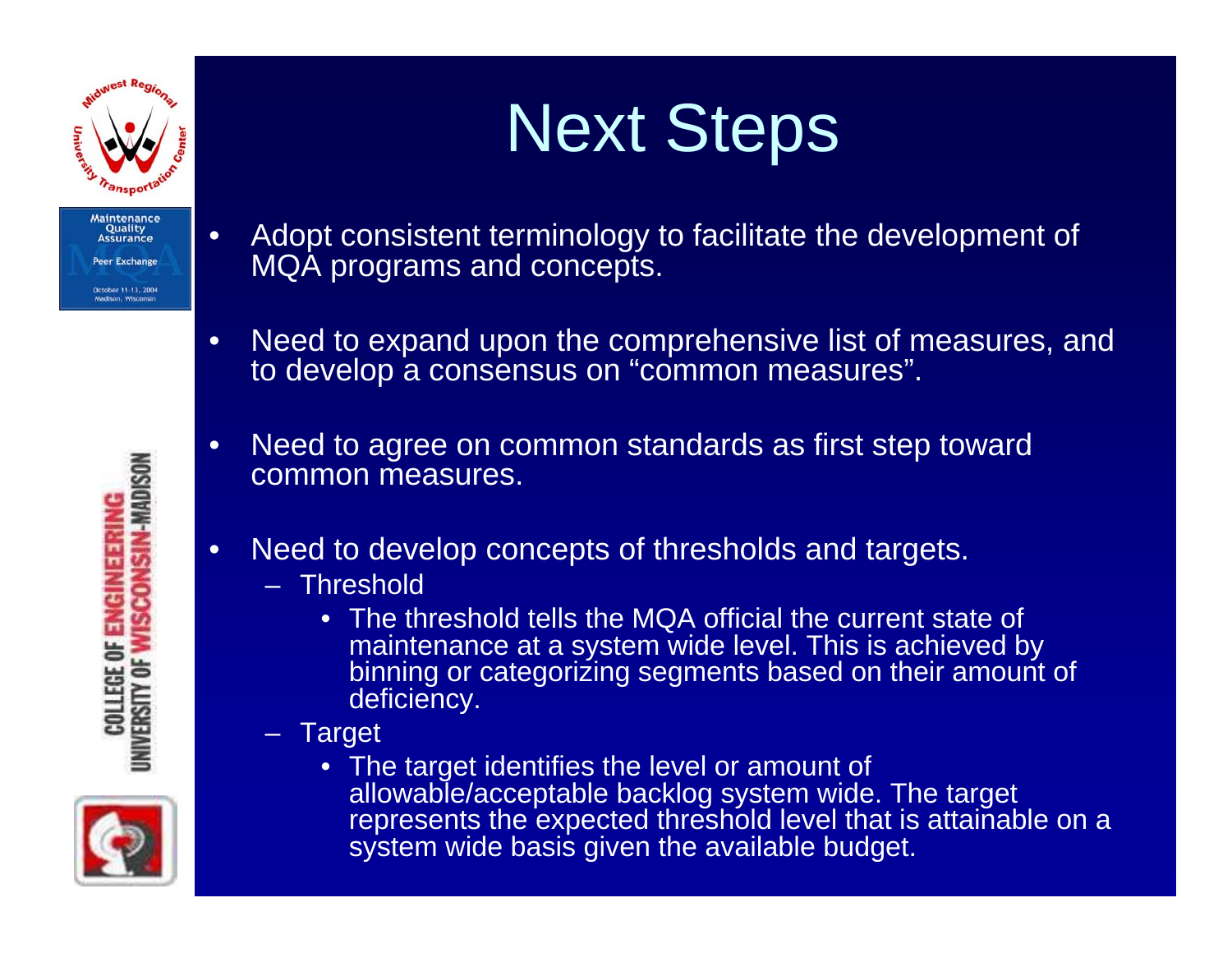# Next Steps

- Adopt consistent terminology to facilitate the development of MQA programs and concepts.
- Need to expand upon the comprehensive list of measures, and to develop a consensus on "common measures".
- Need to agree on common standards as first step toward common measures.
- Need to develop concepts of thresholds and targets.
  - Threshold
    - The threshold tells the MQA official the current state of maintenance at a system wide level. This is achieved by binning or categorizing segments based on their amount of deficiency.
  - Target
    - The target identifies the level or amount of allowable/acceptable backlog system wide. The target represents the expected threshold level that is attainable on a system wide basis given the available budget.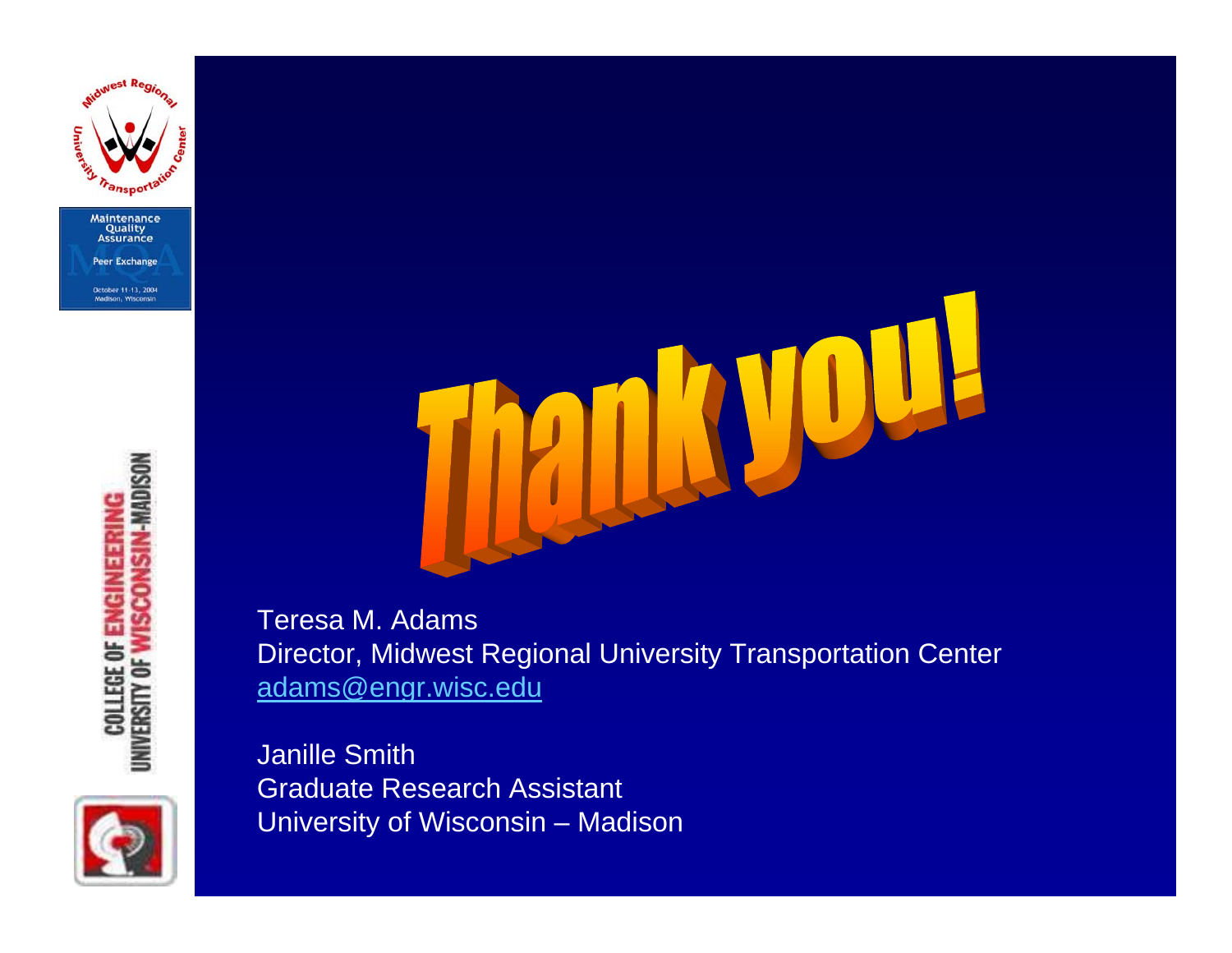# Thank you!

Teresa M. Adams
Director, Midwest Regional University Transportation Center
adams@engr.wisc.edu

Janille Smith
Graduate Research Assistant
University of Wisconsin – Madison